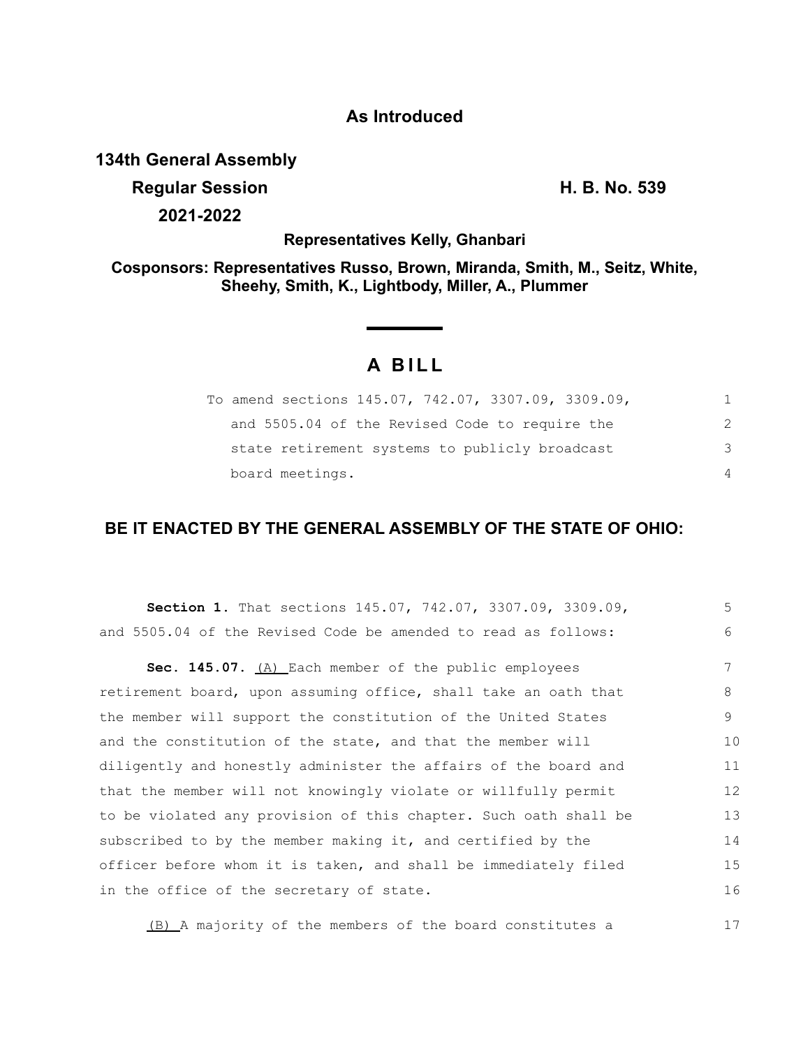**As Introduced**

**134th General Assembly**
**Regular Session** **H. B. No. 539**
**2021-2022**

**Representatives Kelly, Ghanbari**

**Cosponsors: Representatives Russo, Brown, Miranda, Smith, M., Seitz, White, Sheehy, Smith, K., Lightbody, Miller, A., Plummer**

# A BILL

To amend sections 145.07, 742.07, 3307.09, 3309.09, and 5505.04 of the Revised Code to require the state retirement systems to publicly broadcast board meetings.

**BE IT ENACTED BY THE GENERAL ASSEMBLY OF THE STATE OF OHIO:**

**Section 1.** That sections 145.07, 742.07, 3307.09, 3309.09, and 5505.04 of the Revised Code be amended to read as follows:

**Sec. 145.07.** (A) Each member of the public employees retirement board, upon assuming office, shall take an oath that the member will support the constitution of the United States and the constitution of the state, and that the member will diligently and honestly administer the affairs of the board and that the member will not knowingly violate or willfully permit to be violated any provision of this chapter. Such oath shall be subscribed to by the member making it, and certified by the officer before whom it is taken, and shall be immediately filed in the office of the secretary of state.

(B) A majority of the members of the board constitutes a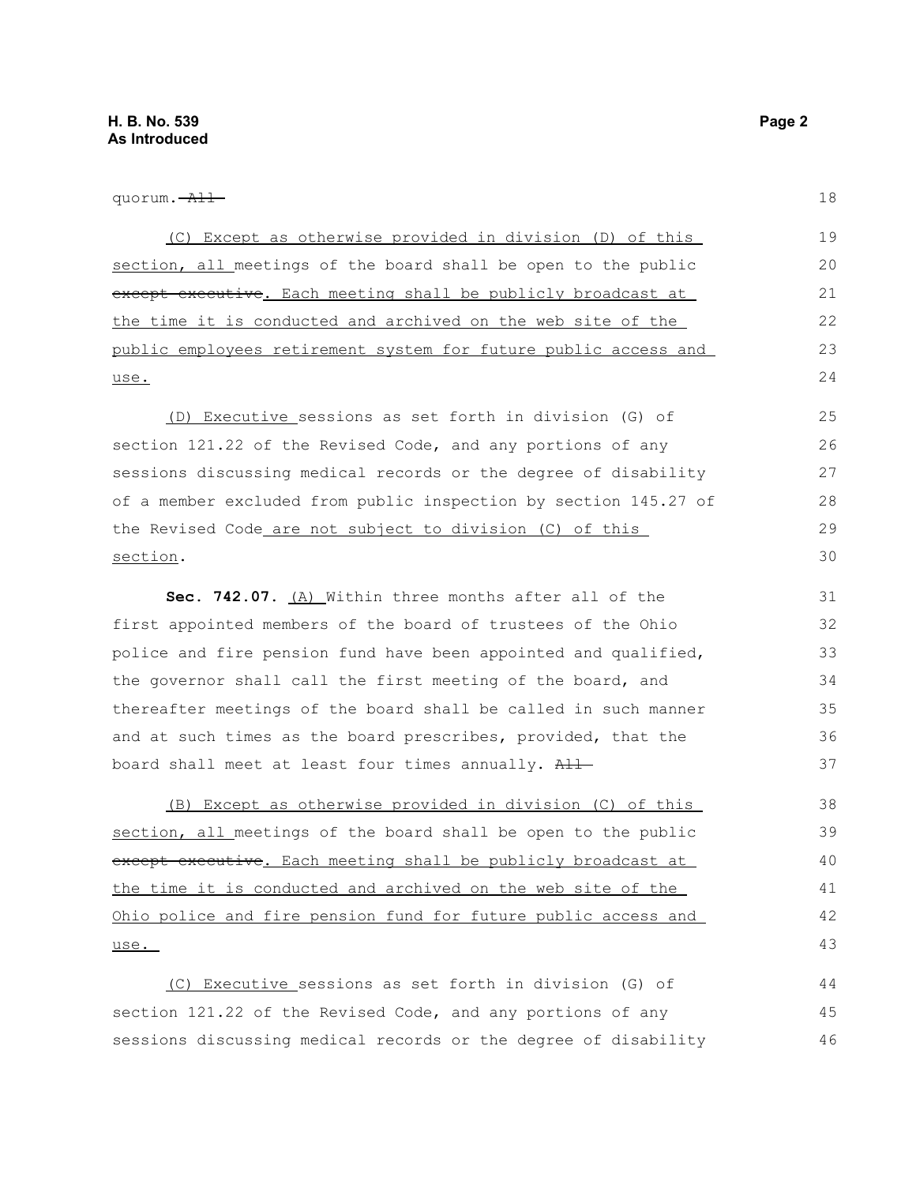quorum. ~~All~~

(C) Except as otherwise provided in division (D) of this section, all meetings of the board shall be open to the public ~~except executive~~. Each meeting shall be publicly broadcast at the time it is conducted and archived on the web site of the public employees retirement system for future public access and use.

(D) Executive sessions as set forth in division (G) of section 121.22 of the Revised Code, and any portions of any sessions discussing medical records or the degree of disability of a member excluded from public inspection by section 145.27 of the Revised Code are not subject to division (C) of this section.

**Sec. 742.07.** (A) Within three months after all of the first appointed members of the board of trustees of the Ohio police and fire pension fund have been appointed and qualified, the governor shall call the first meeting of the board, and thereafter meetings of the board shall be called in such manner and at such times as the board prescribes, provided, that the board shall meet at least four times annually. ~~All~~

(B) Except as otherwise provided in division (C) of this section, all meetings of the board shall be open to the public ~~except executive~~. Each meeting shall be publicly broadcast at the time it is conducted and archived on the web site of the Ohio police and fire pension fund for future public access and use.

(C) Executive sessions as set forth in division (G) of section 121.22 of the Revised Code, and any portions of any sessions discussing medical records or the degree of disability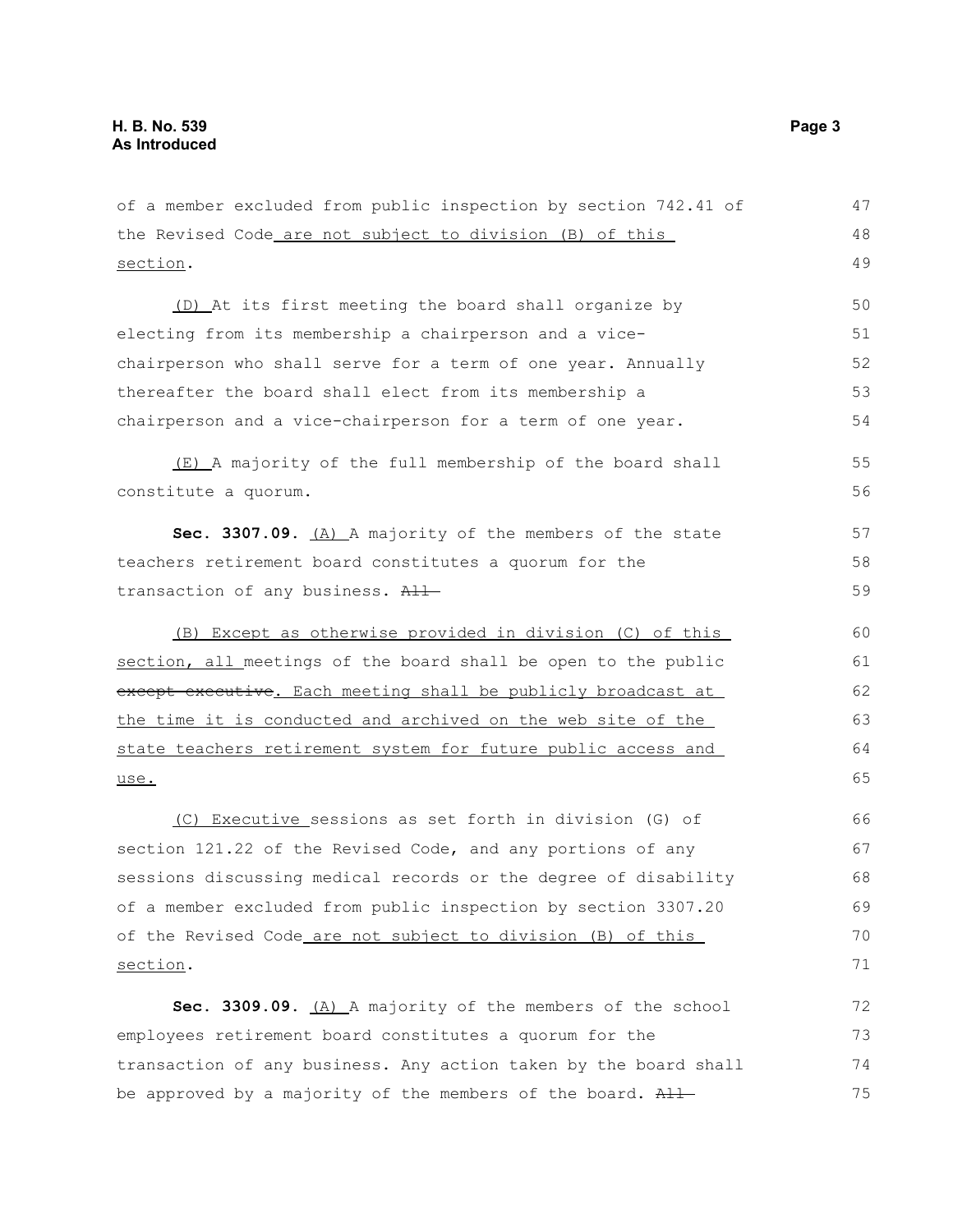of a member excluded from public inspection by section 742.41 of the Revised Code are not subject to division (B) of this section.

(D) At its first meeting the board shall organize by electing from its membership a chairperson and a vice-chairperson who shall serve for a term of one year. Annually thereafter the board shall elect from its membership a chairperson and a vice-chairperson for a term of one year.

(E) A majority of the full membership of the board shall constitute a quorum.

**Sec. 3307.09.** (A) A majority of the members of the state teachers retirement board constitutes a quorum for the transaction of any business. ~~All~~

(B) Except as otherwise provided in division (C) of this section, all meetings of the board shall be open to the public ~~except executive~~. Each meeting shall be publicly broadcast at the time it is conducted and archived on the web site of the state teachers retirement system for future public access and use.

(C) Executive sessions as set forth in division (G) of section 121.22 of the Revised Code, and any portions of any sessions discussing medical records or the degree of disability of a member excluded from public inspection by section 3307.20 of the Revised Code are not subject to division (B) of this section.

**Sec. 3309.09.** (A) A majority of the members of the school employees retirement board constitutes a quorum for the transaction of any business. Any action taken by the board shall be approved by a majority of the members of the board. ~~All~~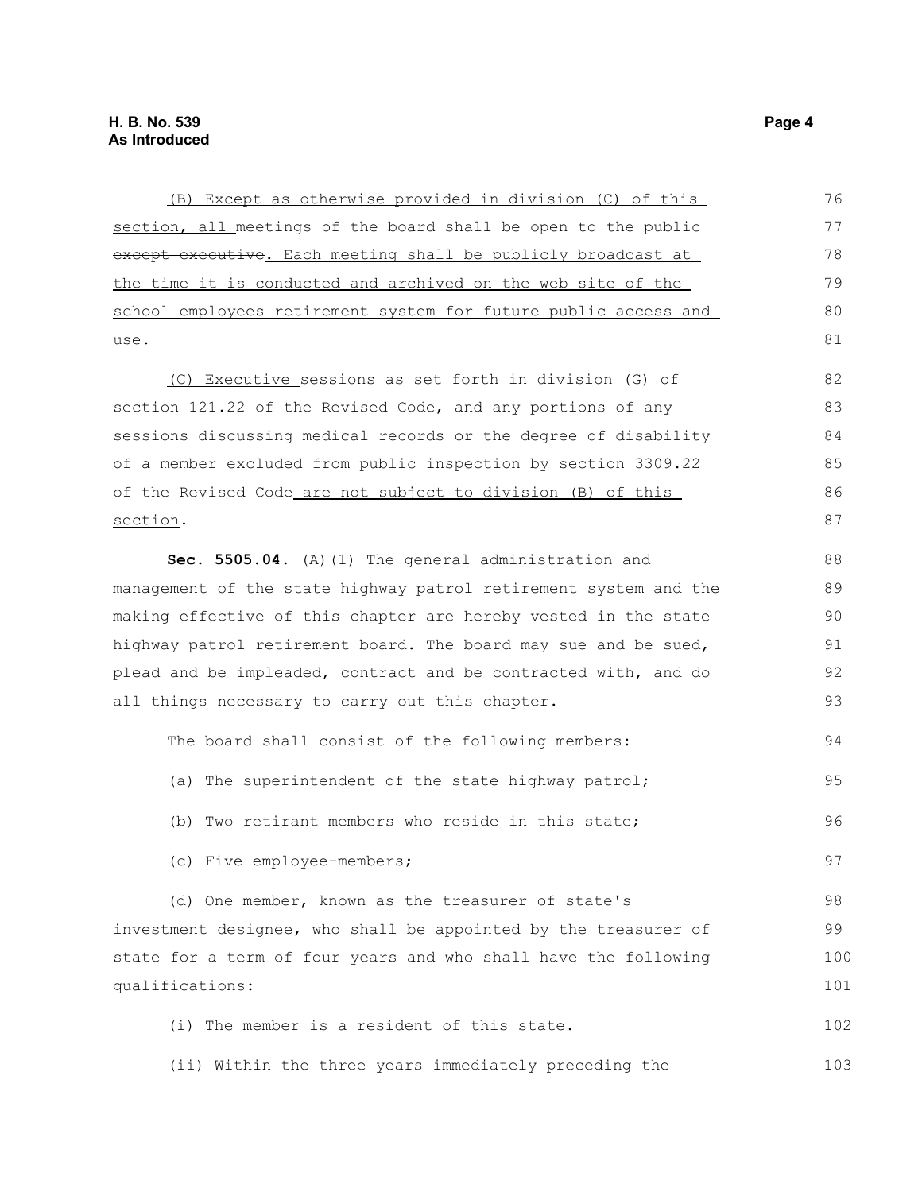(B) Except as otherwise provided in division (C) of this section, all meetings of the board shall be open to the public ~~except executive~~. Each meeting shall be publicly broadcast at the time it is conducted and archived on the web site of the school employees retirement system for future public access and use.

(C) Executive sessions as set forth in division (G) of section 121.22 of the Revised Code, and any portions of any sessions discussing medical records or the degree of disability of a member excluded from public inspection by section 3309.22 of the Revised Code are not subject to division (B) of this section.

**Sec. 5505.04.** (A)(1) The general administration and management of the state highway patrol retirement system and the making effective of this chapter are hereby vested in the state highway patrol retirement board. The board may sue and be sued, plead and be impleaded, contract and be contracted with, and do all things necessary to carry out this chapter.

The board shall consist of the following members:

(a) The superintendent of the state highway patrol;

(b) Two retirant members who reside in this state;

(c) Five employee-members;

(d) One member, known as the treasurer of state's investment designee, who shall be appointed by the treasurer of state for a term of four years and who shall have the following qualifications:

(i) The member is a resident of this state.

(ii) Within the three years immediately preceding the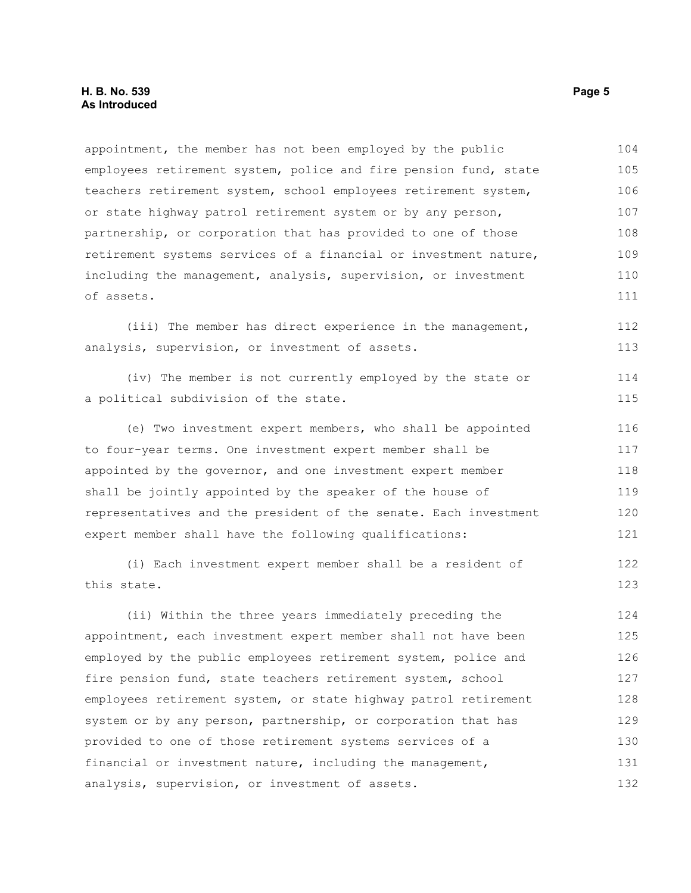appointment, the member has not been employed by the public employees retirement system, police and fire pension fund, state teachers retirement system, school employees retirement system, or state highway patrol retirement system or by any person, partnership, or corporation that has provided to one of those retirement systems services of a financial or investment nature, including the management, analysis, supervision, or investment of assets.

(iii) The member has direct experience in the management, analysis, supervision, or investment of assets.

(iv) The member is not currently employed by the state or a political subdivision of the state.

(e) Two investment expert members, who shall be appointed to four-year terms. One investment expert member shall be appointed by the governor, and one investment expert member shall be jointly appointed by the speaker of the house of representatives and the president of the senate. Each investment expert member shall have the following qualifications:

(i) Each investment expert member shall be a resident of this state.

(ii) Within the three years immediately preceding the appointment, each investment expert member shall not have been employed by the public employees retirement system, police and fire pension fund, state teachers retirement system, school employees retirement system, or state highway patrol retirement system or by any person, partnership, or corporation that has provided to one of those retirement systems services of a financial or investment nature, including the management, analysis, supervision, or investment of assets.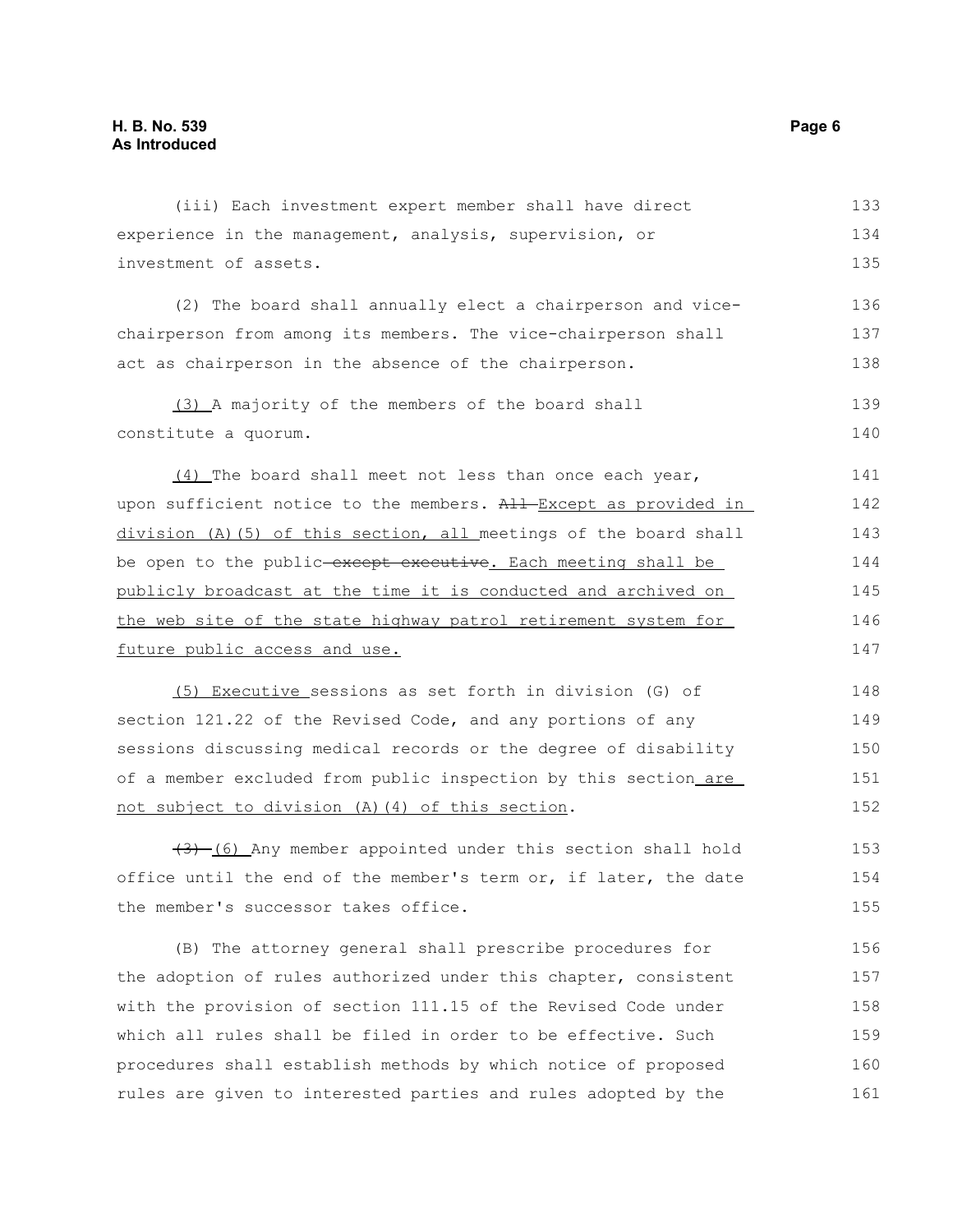(iii) Each investment expert member shall have direct experience in the management, analysis, supervision, or investment of assets.

(2) The board shall annually elect a chairperson and vice-chairperson from among its members. The vice-chairperson shall act as chairperson in the absence of the chairperson.

(3) A majority of the members of the board shall constitute a quorum.

(4) The board shall meet not less than once each year, upon sufficient notice to the members. ~~All~~ Except as provided in division (A)(5) of this section, all meetings of the board shall be open to the public ~~except executive~~. Each meeting shall be publicly broadcast at the time it is conducted and archived on the web site of the state highway patrol retirement system for future public access and use.

(5) Executive sessions as set forth in division (G) of section 121.22 of the Revised Code, and any portions of any sessions discussing medical records or the degree of disability of a member excluded from public inspection by this section are not subject to division (A)(4) of this section.

~~(3)~~ (6) Any member appointed under this section shall hold office until the end of the member's term or, if later, the date the member's successor takes office.

(B) The attorney general shall prescribe procedures for the adoption of rules authorized under this chapter, consistent with the provision of section 111.15 of the Revised Code under which all rules shall be filed in order to be effective. Such procedures shall establish methods by which notice of proposed rules are given to interested parties and rules adopted by the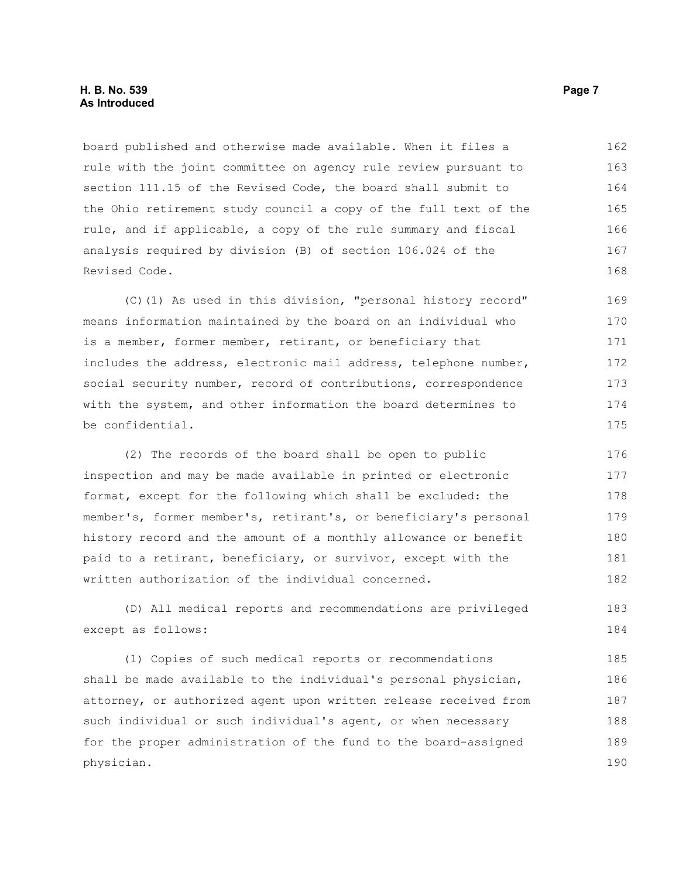board published and otherwise made available. When it files a rule with the joint committee on agency rule review pursuant to section 111.15 of the Revised Code, the board shall submit to the Ohio retirement study council a copy of the full text of the rule, and if applicable, a copy of the rule summary and fiscal analysis required by division (B) of section 106.024 of the Revised Code.

(C)(1) As used in this division, "personal history record" means information maintained by the board on an individual who is a member, former member, retirant, or beneficiary that includes the address, electronic mail address, telephone number, social security number, record of contributions, correspondence with the system, and other information the board determines to be confidential.

(2) The records of the board shall be open to public inspection and may be made available in printed or electronic format, except for the following which shall be excluded: the member's, former member's, retirant's, or beneficiary's personal history record and the amount of a monthly allowance or benefit paid to a retirant, beneficiary, or survivor, except with the written authorization of the individual concerned.

(D) All medical reports and recommendations are privileged except as follows:

(1) Copies of such medical reports or recommendations shall be made available to the individual's personal physician, attorney, or authorized agent upon written release received from such individual or such individual's agent, or when necessary for the proper administration of the fund to the board-assigned physician.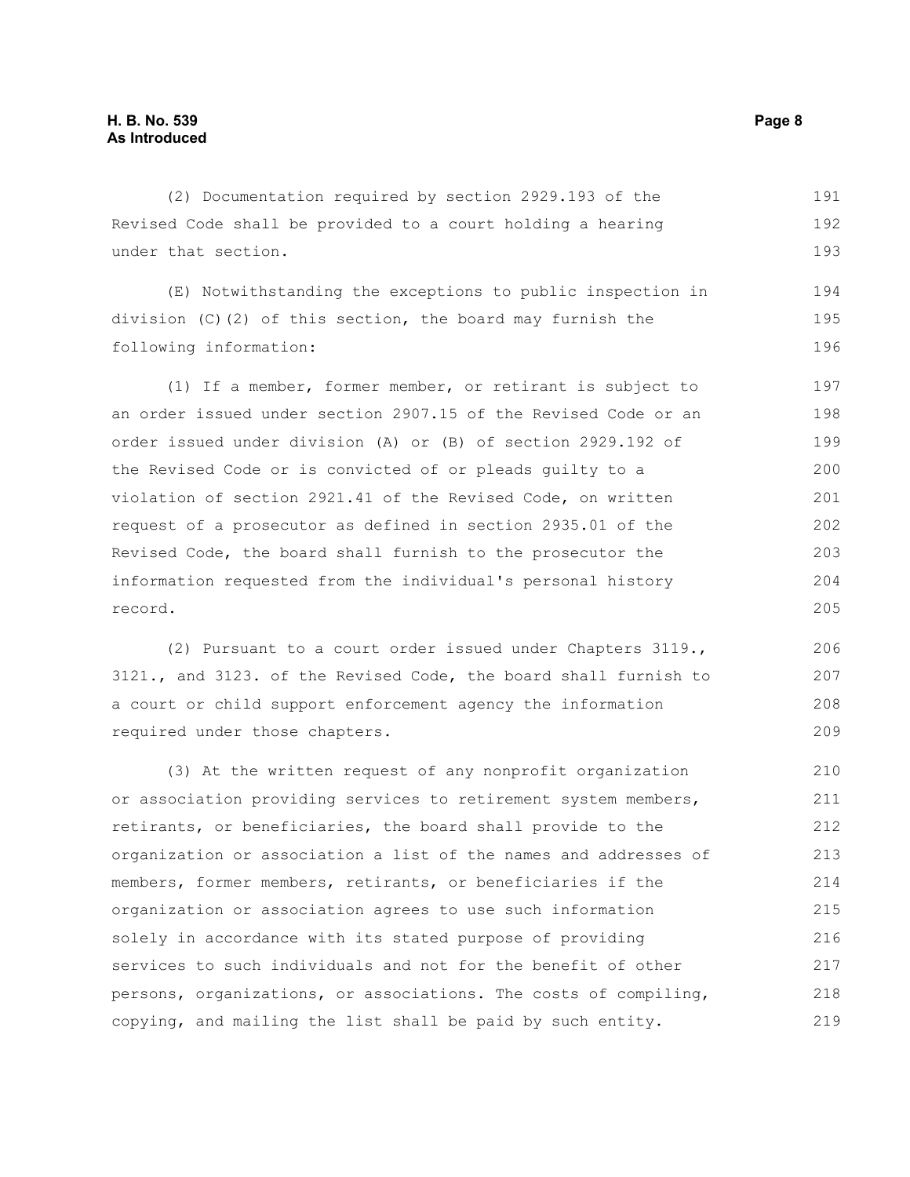(2) Documentation required by section 2929.193 of the Revised Code shall be provided to a court holding a hearing under that section.

(E) Notwithstanding the exceptions to public inspection in division (C)(2) of this section, the board may furnish the following information:

(1) If a member, former member, or retirant is subject to an order issued under section 2907.15 of the Revised Code or an order issued under division (A) or (B) of section 2929.192 of the Revised Code or is convicted of or pleads guilty to a violation of section 2921.41 of the Revised Code, on written request of a prosecutor as defined in section 2935.01 of the Revised Code, the board shall furnish to the prosecutor the information requested from the individual's personal history record.

(2) Pursuant to a court order issued under Chapters 3119., 3121., and 3123. of the Revised Code, the board shall furnish to a court or child support enforcement agency the information required under those chapters.

(3) At the written request of any nonprofit organization or association providing services to retirement system members, retirants, or beneficiaries, the board shall provide to the organization or association a list of the names and addresses of members, former members, retirants, or beneficiaries if the organization or association agrees to use such information solely in accordance with its stated purpose of providing services to such individuals and not for the benefit of other persons, organizations, or associations. The costs of compiling, copying, and mailing the list shall be paid by such entity.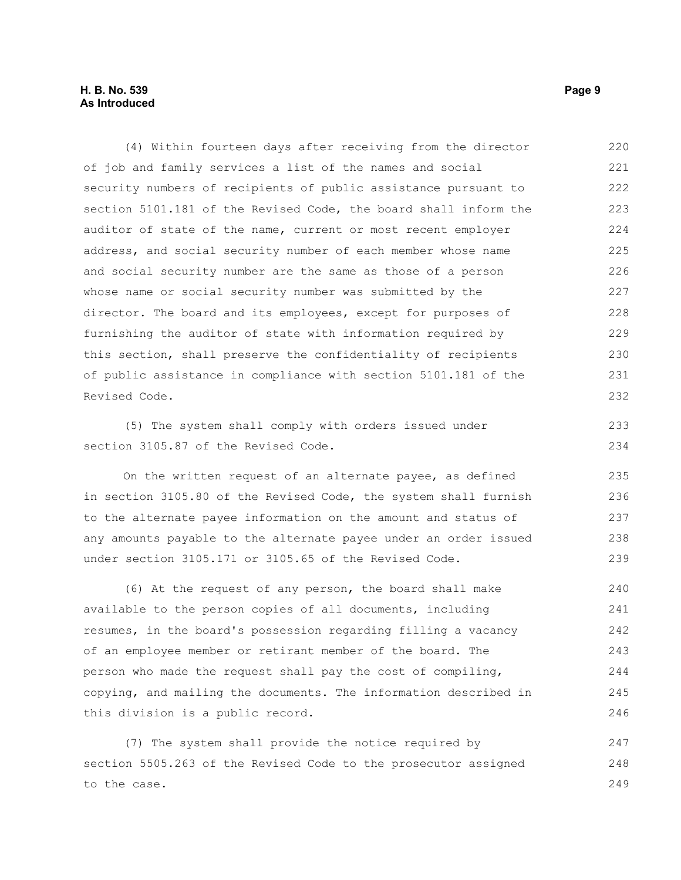(4) Within fourteen days after receiving from the director of job and family services a list of the names and social security numbers of recipients of public assistance pursuant to section 5101.181 of the Revised Code, the board shall inform the auditor of state of the name, current or most recent employer address, and social security number of each member whose name and social security number are the same as those of a person whose name or social security number was submitted by the director. The board and its employees, except for purposes of furnishing the auditor of state with information required by this section, shall preserve the confidentiality of recipients of public assistance in compliance with section 5101.181 of the Revised Code.

(5) The system shall comply with orders issued under section 3105.87 of the Revised Code.

On the written request of an alternate payee, as defined in section 3105.80 of the Revised Code, the system shall furnish to the alternate payee information on the amount and status of any amounts payable to the alternate payee under an order issued under section 3105.171 or 3105.65 of the Revised Code.

(6) At the request of any person, the board shall make available to the person copies of all documents, including resumes, in the board's possession regarding filling a vacancy of an employee member or retirant member of the board. The person who made the request shall pay the cost of compiling, copying, and mailing the documents. The information described in this division is a public record.

(7) The system shall provide the notice required by section 5505.263 of the Revised Code to the prosecutor assigned to the case.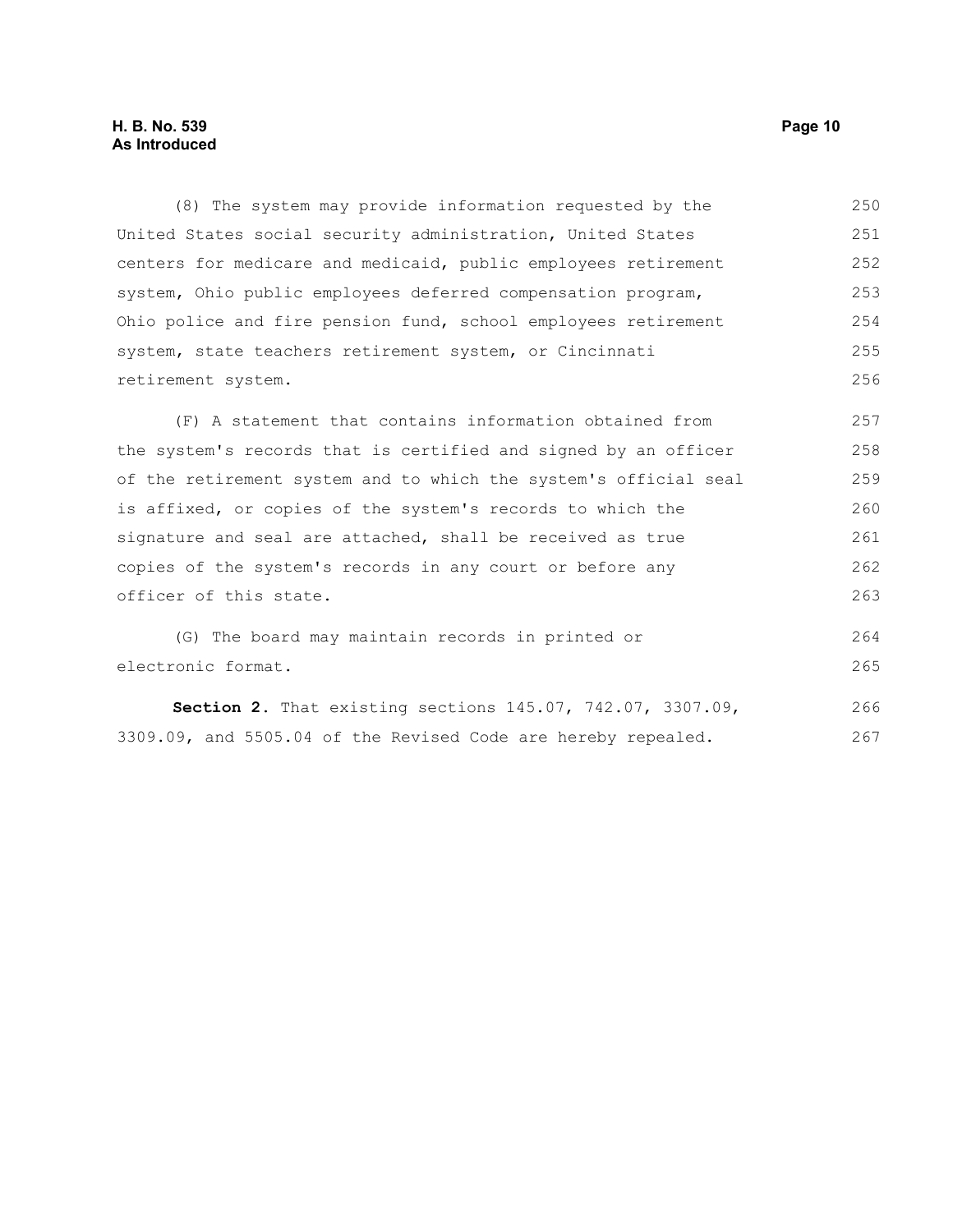(8) The system may provide information requested by the United States social security administration, United States centers for medicare and medicaid, public employees retirement system, Ohio public employees deferred compensation program, Ohio police and fire pension fund, school employees retirement system, state teachers retirement system, or Cincinnati retirement system.

(F) A statement that contains information obtained from the system's records that is certified and signed by an officer of the retirement system and to which the system's official seal is affixed, or copies of the system's records to which the signature and seal are attached, shall be received as true copies of the system's records in any court or before any officer of this state.

(G) The board may maintain records in printed or electronic format.

**Section 2.** That existing sections 145.07, 742.07, 3307.09, 3309.09, and 5505.04 of the Revised Code are hereby repealed.